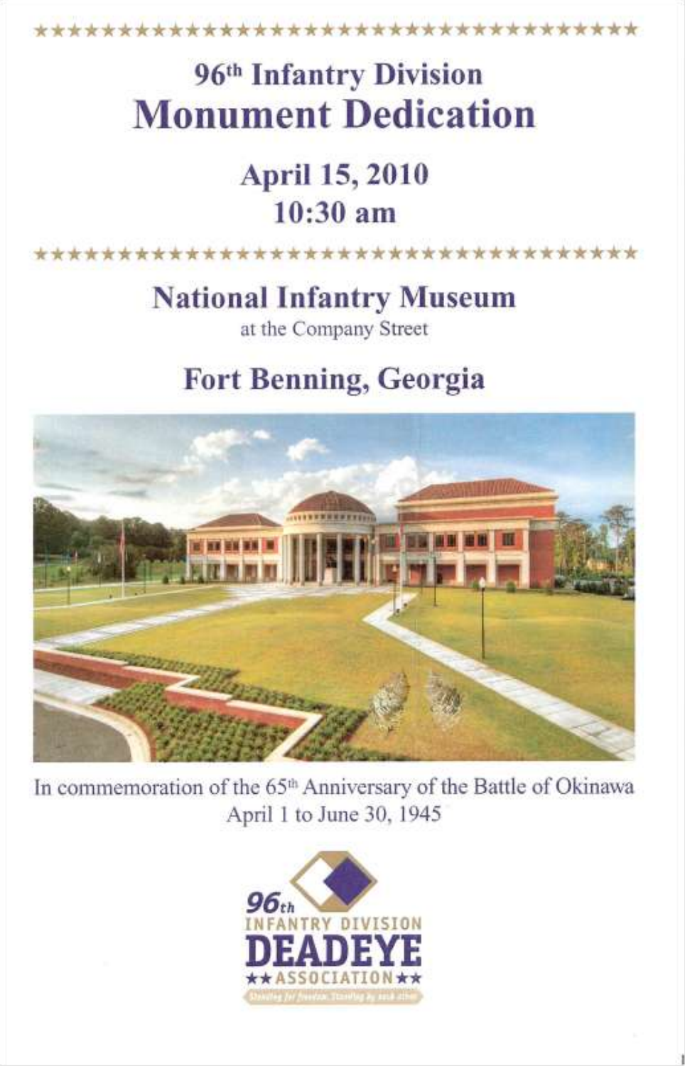# 96th Infantry Division Monument Dedication

## April 15, 2010
## 10:30 am

## National Infantry Museum
at the Company Street

## Fort Benning, Georgia

In commemoration of the 65th Anniversary of the Battle of Okinawa
April 1 to June 30, 1945

96th INFANTRY DIVISION
DEADEYE
★★ ASSOCIATION ★★
Standing for freedom. Standing by each other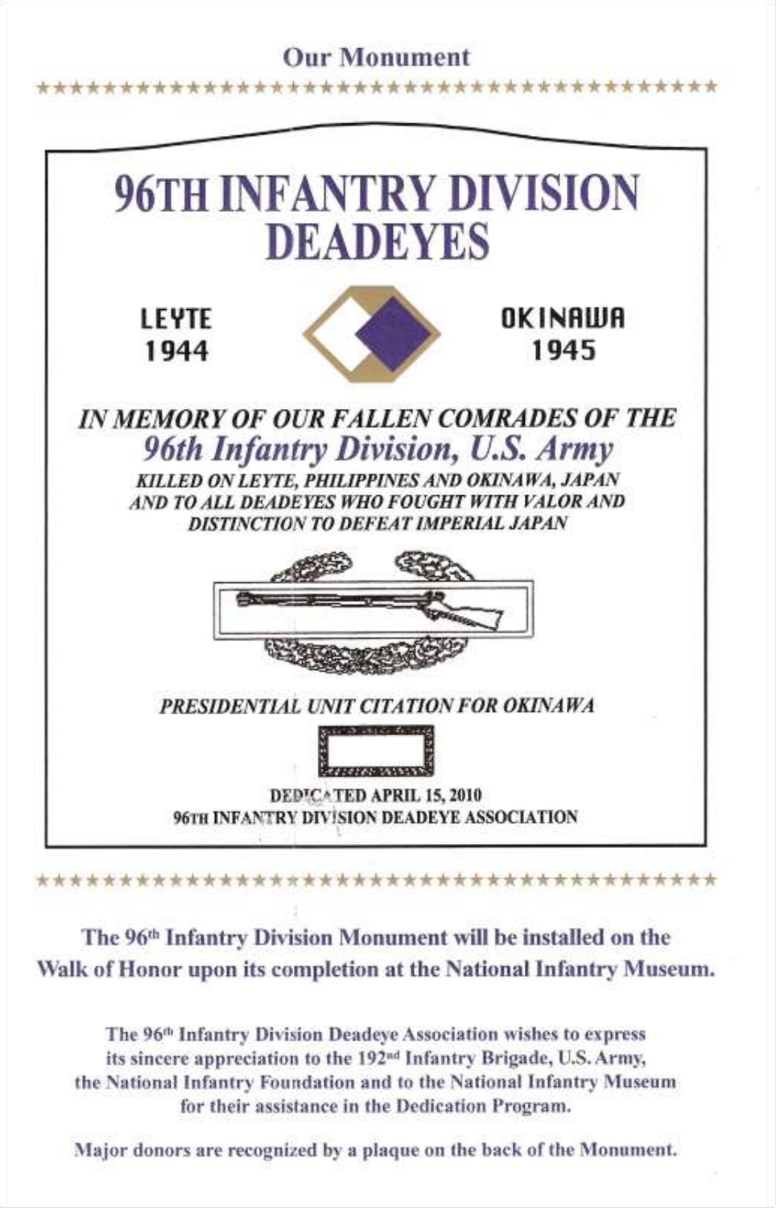## Our Monument

\*\*\*\*\*\*\*\*\*\*\*\*\*\*\*\*\*\*\*\*\*\*\*\*\*\*\*\*\*\*\*\*\*\*\*\*\*\*\*\*\*\*\*\*

# 96TH INFANTRY DIVISION DEADEYES

**LEYTE 1944**

**OKINAWA 1945**

***IN MEMORY OF OUR FALLEN COMRADES OF THE***

## *96th Infantry Division, U.S. Army*

***KILLED ON LEYTE, PHILIPPINES AND OKINAWA, JAPAN AND TO ALL DEADEYES WHO FOUGHT WITH VALOR AND DISTINCTION TO DEFEAT IMPERIAL JAPAN***

***PRESIDENTIAL UNIT CITATION FOR OKINAWA***

**DEDICATED APRIL 15, 2010**
**96TH INFANTRY DIVISION DEADEYE ASSOCIATION**

\*\*\*\*\*\*\*\*\*\*\*\*\*\*\*\*\*\*\*\*\*\*\*\*\*\*\*\*\*\*\*\*\*\*\*\*\*\*\*\*\*\*\*\*

**The 96th Infantry Division Monument will be installed on the Walk of Honor upon its completion at the National Infantry Museum.**

**The 96th Infantry Division Deadeye Association wishes to express its sincere appreciation to the 192nd Infantry Brigade, U.S. Army, the National Infantry Foundation and to the National Infantry Museum for their assistance in the Dedication Program.**

**Major donors are recognized by a plaque on the back of the Monument.**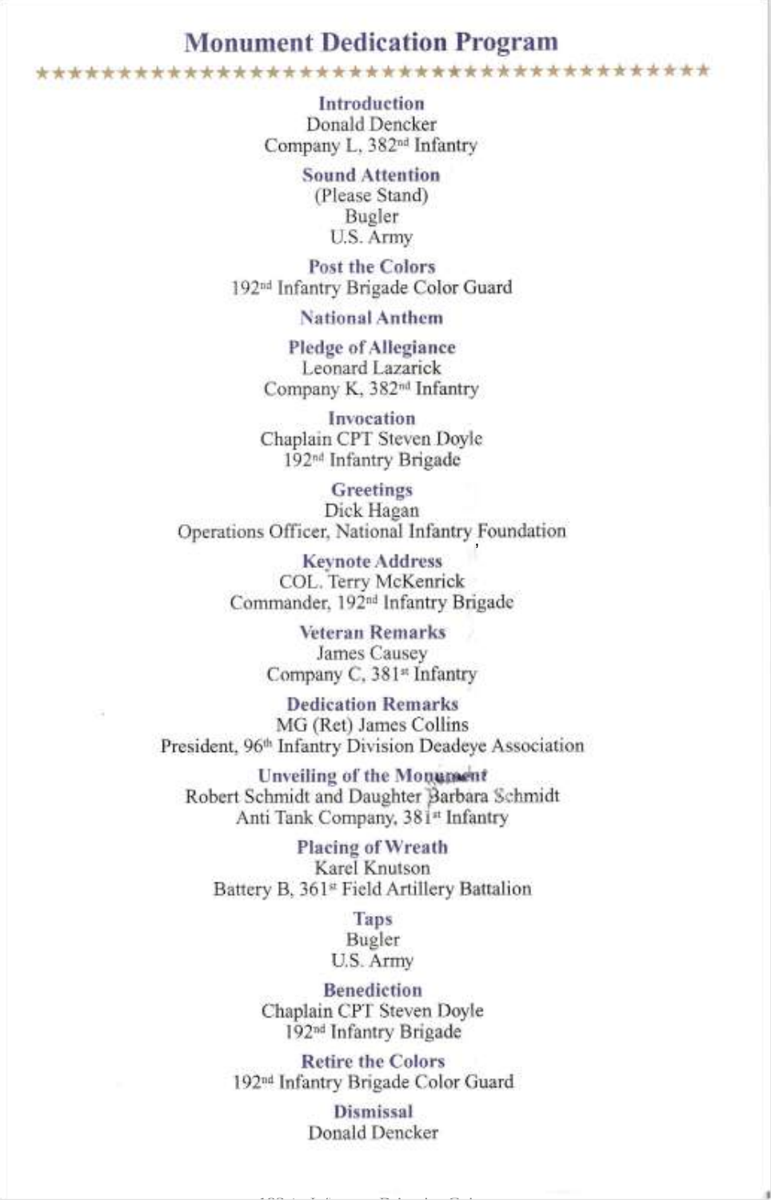# Monument Dedication Program

★★★★★★★★★★★★★★★★★★★★★★★★★★★★★★★★★★★★★★★★★★★★★

**Introduction**
Donald Dencker
Company L, 382nd Infantry

**Sound Attention**
(Please Stand)
Bugler
U.S. Army

**Post the Colors**
192nd Infantry Brigade Color Guard

**National Anthem**

**Pledge of Allegiance**
Leonard Lazarick
Company K, 382nd Infantry

**Invocation**
Chaplain CPT Steven Doyle
192nd Infantry Brigade

**Greetings**
Dick Hagan
Operations Officer, National Infantry Foundation

**Keynote Address**
COL. Terry McKenrick
Commander, 192nd Infantry Brigade

**Veteran Remarks**
James Causey
Company C, 381st Infantry

**Dedication Remarks**
MG (Ret) James Collins
President, 96th Infantry Division Deadeye Association

**Unveiling of the Monument**
Robert Schmidt and Daughter Barbara Schmidt
Anti Tank Company, 381st Infantry

**Placing of Wreath**
Karel Knutson
Battery B, 361st Field Artillery Battalion

**Taps**
Bugler
U.S. Army

**Benediction**
Chaplain CPT Steven Doyle
192nd Infantry Brigade

**Retire the Colors**
192nd Infantry Brigade Color Guard

**Dismissal**
Donald Dencker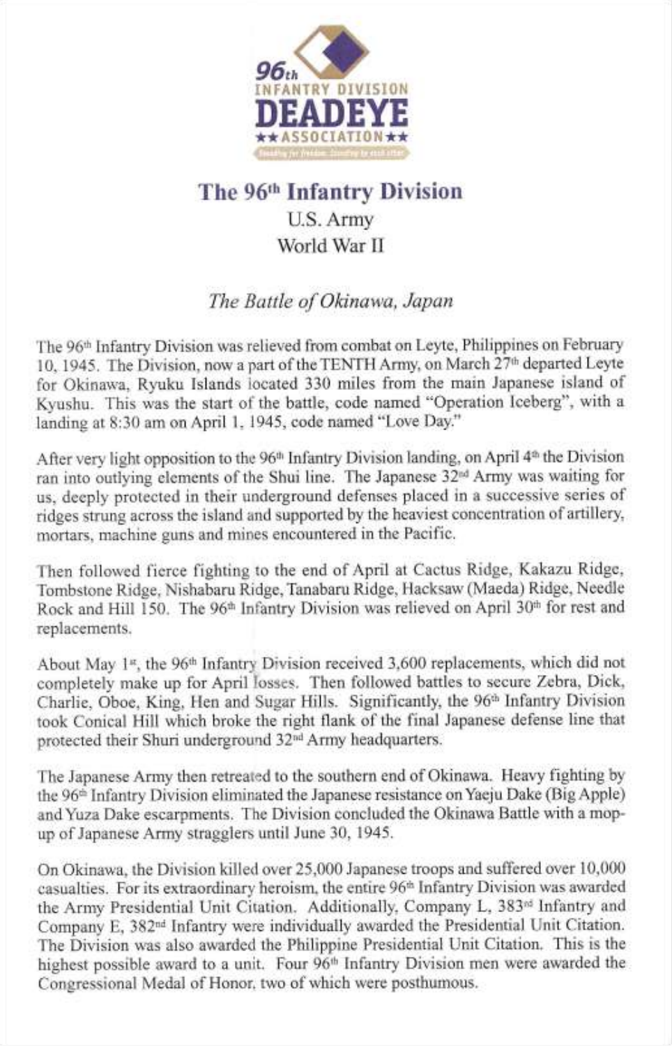96th INFANTRY DIVISION DEADEYE ★★ ASSOCIATION ★★

# The 96th Infantry Division

U.S. Army
World War II

## *The Battle of Okinawa, Japan*

The 96th Infantry Division was relieved from combat on Leyte, Philippines on February 10, 1945. The Division, now a part of the TENTH Army, on March 27th departed Leyte for Okinawa, Ryuku Islands located 330 miles from the main Japanese island of Kyushu. This was the start of the battle, code named "Operation Iceberg", with a landing at 8:30 am on April 1, 1945, code named "Love Day."

After very light opposition to the 96th Infantry Division landing, on April 4th the Division ran into outlying elements of the Shui line. The Japanese 32nd Army was waiting for us, deeply protected in their underground defenses placed in a successive series of ridges strung across the island and supported by the heaviest concentration of artillery, mortars, machine guns and mines encountered in the Pacific.

Then followed fierce fighting to the end of April at Cactus Ridge, Kakazu Ridge, Tombstone Ridge, Nishabaru Ridge, Tanabaru Ridge, Hacksaw (Maeda) Ridge, Needle Rock and Hill 150. The 96th Infantry Division was relieved on April 30th for rest and replacements.

About May 1st, the 96th Infantry Division received 3,600 replacements, which did not completely make up for April losses. Then followed battles to secure Zebra, Dick, Charlie, Oboe, King, Hen and Sugar Hills. Significantly, the 96th Infantry Division took Conical Hill which broke the right flank of the final Japanese defense line that protected their Shuri underground 32nd Army headquarters.

The Japanese Army then retreated to the southern end of Okinawa. Heavy fighting by the 96th Infantry Division eliminated the Japanese resistance on Yaeju Dake (Big Apple) and Yuza Dake escarpments. The Division concluded the Okinawa Battle with a mop-up of Japanese Army stragglers until June 30, 1945.

On Okinawa, the Division killed over 25,000 Japanese troops and suffered over 10,000 casualties. For its extraordinary heroism, the entire 96th Infantry Division was awarded the Army Presidential Unit Citation. Additionally, Company L, 383rd Infantry and Company E, 382nd Infantry were individually awarded the Presidential Unit Citation. The Division was also awarded the Philippine Presidential Unit Citation. This is the highest possible award to a unit. Four 96th Infantry Division men were awarded the Congressional Medal of Honor, two of which were posthumous.